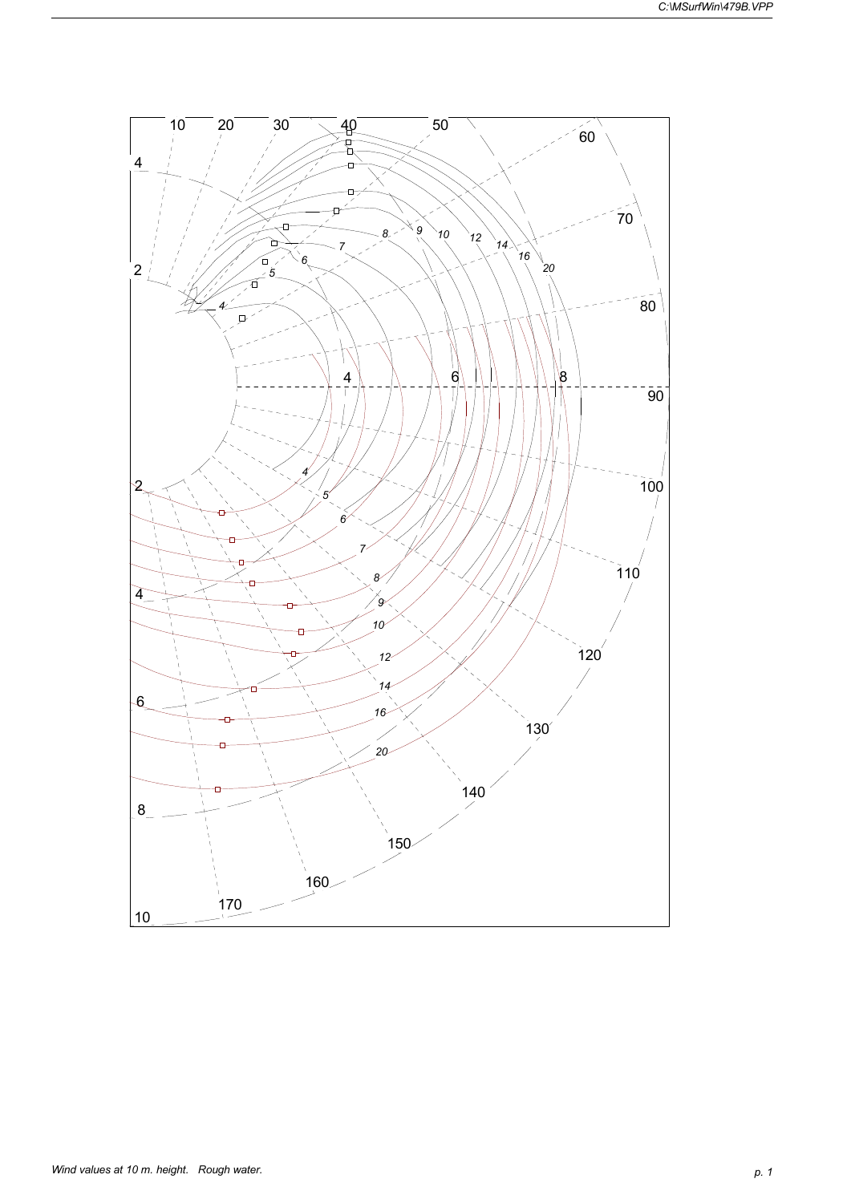Wind values at 10 m. height. Rough water.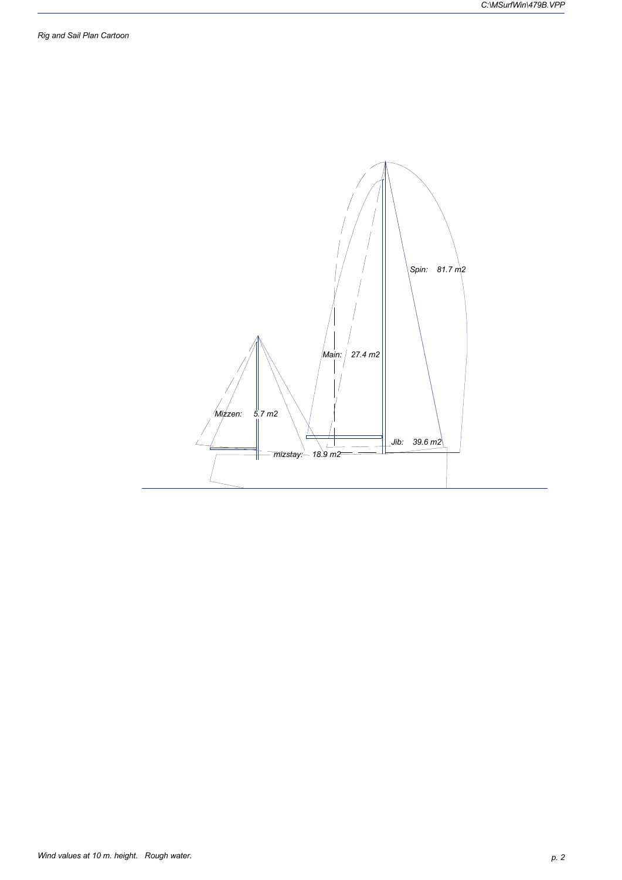*Rig and Sail Plan Cartoon*

Spin: 81.7 m2

Main: 27.4 m2

Mizzen: 5.7 m2

Jib: 39.6 m2

mizstay: 18.9 m2

*Wind values at 10 m. height. Rough water.*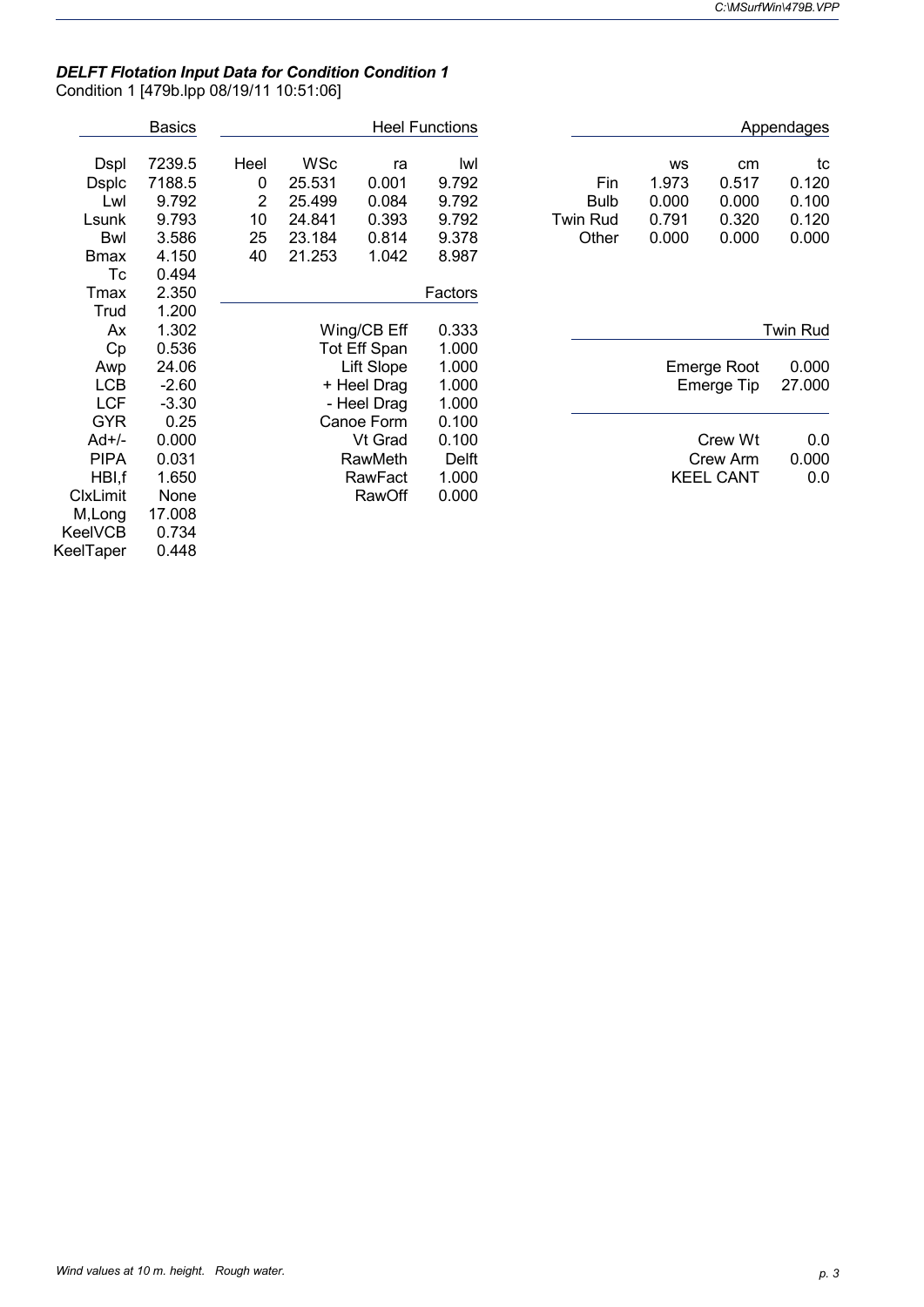### *DELFT Flotation Input Data for Condition Condition 1*

Condition 1 [479b.lpp 08/19/11 10:51:06]

**Basics**

| | |
|---|---|
| Dspl | 7239.5 |
| Dsplc | 7188.5 |
| Lwl | 9.792 |
| Lsunk | 9.793 |
| Bwl | 3.586 |
| Bmax | 4.150 |
| Tc | 0.494 |
| Tmax | 2.350 |
| Trud | 1.200 |
| Ax | 1.302 |
| Cp | 0.536 |
| Awp | 24.06 |
| LCB | -2.60 |
| LCF | -3.30 |
| GYR | 0.25 |
| Ad+/- | 0.000 |
| PIPA | 0.031 |
| HBI,f | 1.650 |
| ClxLimit | None |
| M,Long | 17.008 |
| KeelVCB | 0.734 |
| KeelTaper | 0.448 |

**Heel Functions**

| Heel | WSc | ra | lwl |
|---|---|---|---|
| 0 | 25.531 | 0.001 | 9.792 |
| 2 | 25.499 | 0.084 | 9.792 |
| 10 | 24.841 | 0.393 | 9.792 |
| 25 | 23.184 | 0.814 | 9.378 |
| 40 | 21.253 | 1.042 | 8.987 |

**Factors**

| | |
|---|---|
| Wing/CB Eff | 0.333 |
| Tot Eff Span | 1.000 |
| Lift Slope | 1.000 |
| + Heel Drag | 1.000 |
| - Heel Drag | 1.000 |
| Canoe Form | 0.100 |
| Vt Grad | 0.100 |
| RawMeth | Delft |
| RawFact | 1.000 |
| RawOff | 0.000 |

**Appendages**

| | ws | cm | tc |
|---|---|---|---|
| Fin | 1.973 | 0.517 | 0.120 |
| Bulb | 0.000 | 0.000 | 0.100 |
| Twin Rud | 0.791 | 0.320 | 0.120 |
| Other | 0.000 | 0.000 | 0.000 |

**Twin Rud**

| | |
|---|---|
| Emerge Root | 0.000 |
| Emerge Tip | 27.000 |

| | |
|---|---|
| Crew Wt | 0.0 |
| Crew Arm | 0.000 |
| KEEL CANT | 0.0 |

*Wind values at 10 m. height. Rough water.*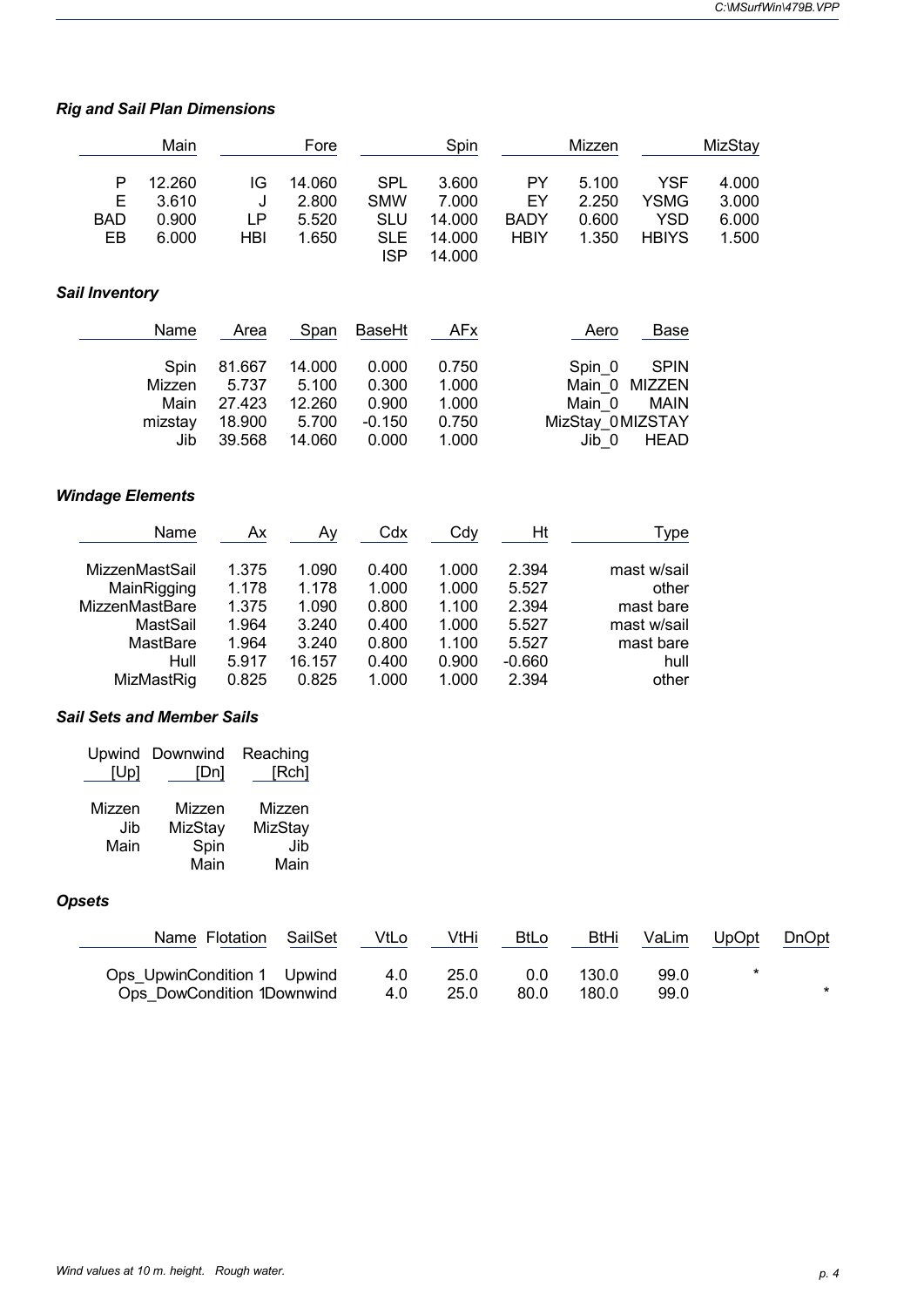### *Rig and Sail Plan Dimensions*

| Main | | Fore | | Spin | | Mizzen | | MizStay | |
|---|---|---|---|---|---|---|---|---|---|
| P | 12.260 | IG | 14.060 | SPL | 3.600 | PY | 5.100 | YSF | 4.000 |
| E | 3.610 | J | 2.800 | SMW | 7.000 | EY | 2.250 | YSMG | 3.000 |
| BAD | 0.900 | LP | 5.520 | SLU | 14.000 | BADY | 0.600 | YSD | 6.000 |
| EB | 6.000 | HBI | 1.650 | SLE | 14.000 | HBIY | 1.350 | HBIYS | 1.500 |
| | | | | ISP | 14.000 | | | | |

### *Sail Inventory*

| Name | Area | Span | BaseHt | AFx | Aero | Base |
|---|---|---|---|---|---|---|
| Spin | 81.667 | 14.000 | 0.000 | 0.750 | Spin_0 | SPIN |
| Mizzen | 5.737 | 5.100 | 0.300 | 1.000 | Main_0 | MIZZEN |
| Main | 27.423 | 12.260 | 0.900 | 1.000 | Main_0 | MAIN |
| mizstay | 18.900 | 5.700 | -0.150 | 0.750 | MizStay_0 | MIZSTAY |
| Jib | 39.568 | 14.060 | 0.000 | 1.000 | Jib_0 | HEAD |

### *Windage Elements*

| Name | Ax | Ay | Cdx | Cdy | Ht | Type |
|---|---|---|---|---|---|---|
| MizzenMastSail | 1.375 | 1.090 | 0.400 | 1.000 | 2.394 | mast w/sail |
| MainRigging | 1.178 | 1.178 | 1.000 | 1.000 | 5.527 | other |
| MizzenMastBare | 1.375 | 1.090 | 0.800 | 1.100 | 2.394 | mast bare |
| MastSail | 1.964 | 3.240 | 0.400 | 1.000 | 5.527 | mast w/sail |
| MastBare | 1.964 | 3.240 | 0.800 | 1.100 | 5.527 | mast bare |
| Hull | 5.917 | 16.157 | 0.400 | 0.900 | -0.660 | hull |
| MizMastRig | 0.825 | 0.825 | 1.000 | 1.000 | 2.394 | other |

### *Sail Sets and Member Sails*

| Upwind [Up] | Downwind [Dn] | Reaching [Rch] |
|---|---|---|
| Mizzen | Mizzen | Mizzen |
| Jib | MizStay | MizStay |
| Main | Spin | Jib |
| | Main | Main |

### *Opsets*

| Name | Flotation | SailSet | VtLo | VtHi | BtLo | BtHi | VaLim | UpOpt | DnOpt |
|---|---|---|---|---|---|---|---|---|---|
| Ops_UpwinCondition 1 | | Upwind | 4.0 | 25.0 | 0.0 | 130.0 | 99.0 | * | |
| Ops_DowCondition 1 | | Downwind | 4.0 | 25.0 | 80.0 | 180.0 | 99.0 | | * |

*Wind values at 10 m. height. Rough water.*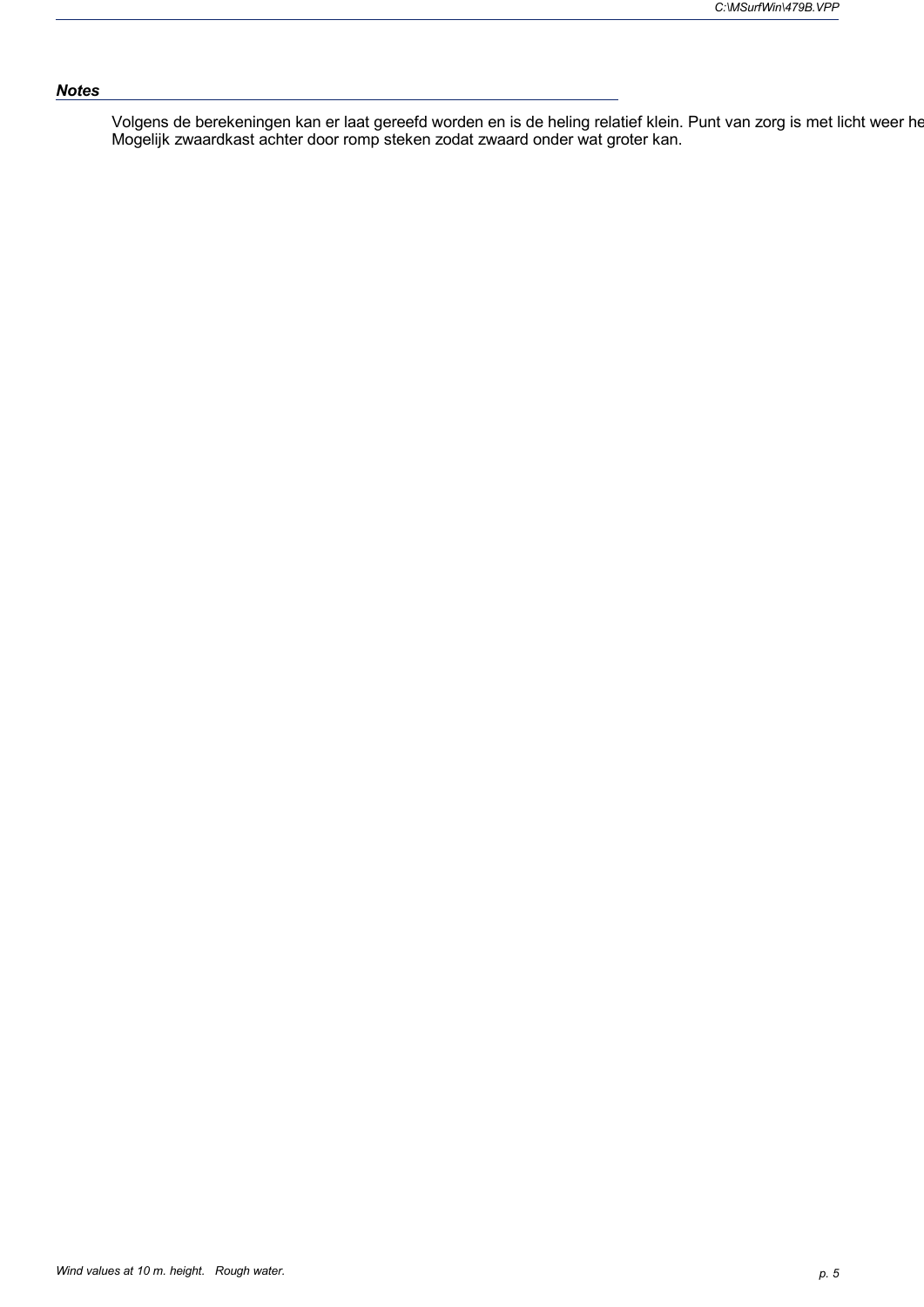***Notes***

Volgens de berekeningen kan er laat gereefd worden en is de heling relatief klein. Punt van zorg is met licht weer he
Mogelijk zwaardkast achter door romp steken zodat zwaard onder wat groter kan.

*Wind values at 10 m. height. Rough water.*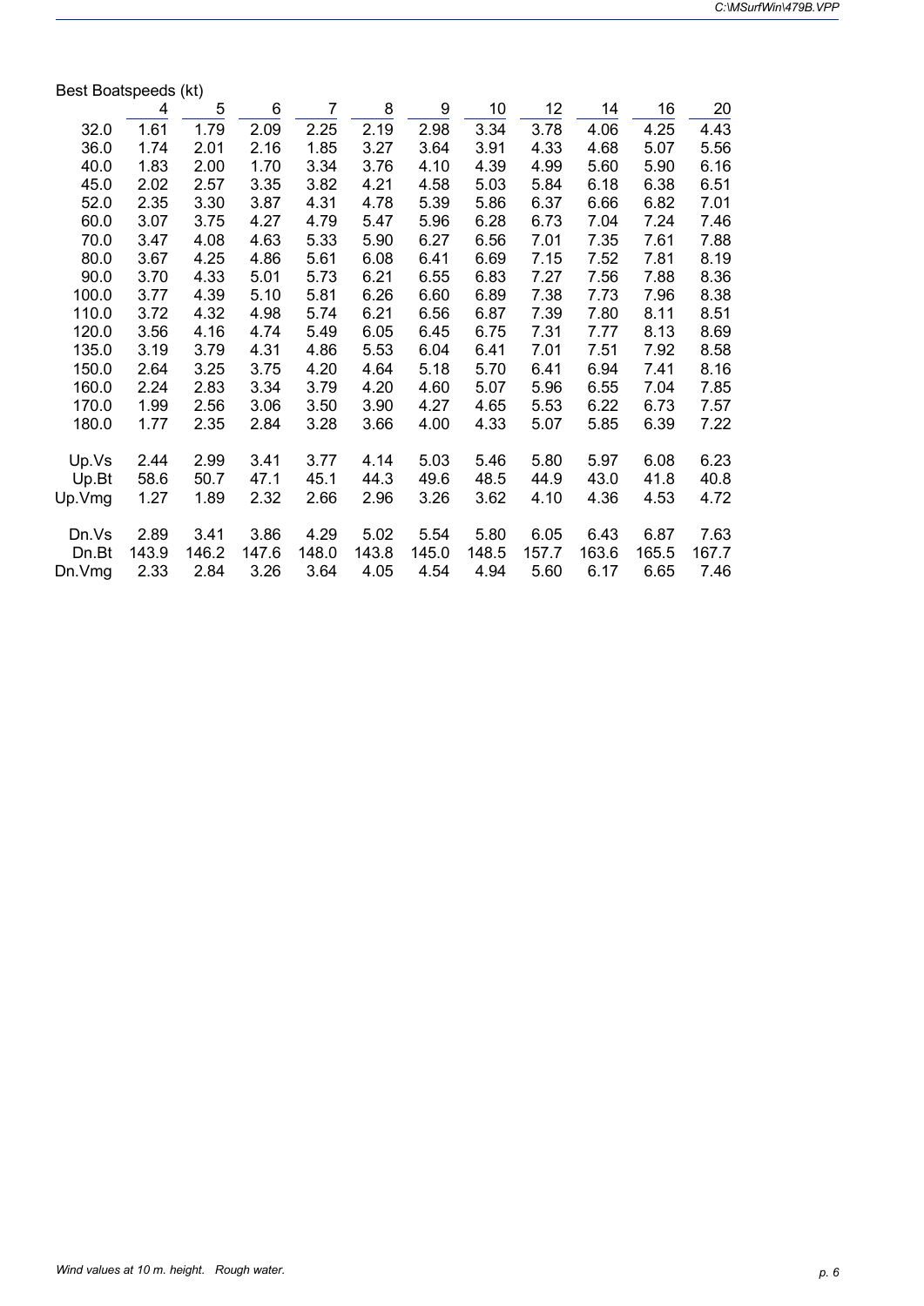Best Boatspeeds (kt)

| | 4 | 5 | 6 | 7 | 8 | 9 | 10 | 12 | 14 | 16 | 20 |
|---|---|---|---|---|---|---|---|---|---|---|---|
| 32.0 | 1.61 | 1.79 | 2.09 | 2.25 | 2.19 | 2.98 | 3.34 | 3.78 | 4.06 | 4.25 | 4.43 |
| 36.0 | 1.74 | 2.01 | 2.16 | 1.85 | 3.27 | 3.64 | 3.91 | 4.33 | 4.68 | 5.07 | 5.56 |
| 40.0 | 1.83 | 2.00 | 1.70 | 3.34 | 3.76 | 4.10 | 4.39 | 4.99 | 5.60 | 5.90 | 6.16 |
| 45.0 | 2.02 | 2.57 | 3.35 | 3.82 | 4.21 | 4.58 | 5.03 | 5.84 | 6.18 | 6.38 | 6.51 |
| 52.0 | 2.35 | 3.30 | 3.87 | 4.31 | 4.78 | 5.39 | 5.86 | 6.37 | 6.66 | 6.82 | 7.01 |
| 60.0 | 3.07 | 3.75 | 4.27 | 4.79 | 5.47 | 5.96 | 6.28 | 6.73 | 7.04 | 7.24 | 7.46 |
| 70.0 | 3.47 | 4.08 | 4.63 | 5.33 | 5.90 | 6.27 | 6.56 | 7.01 | 7.35 | 7.61 | 7.88 |
| 80.0 | 3.67 | 4.25 | 4.86 | 5.61 | 6.08 | 6.41 | 6.69 | 7.15 | 7.52 | 7.81 | 8.19 |
| 90.0 | 3.70 | 4.33 | 5.01 | 5.73 | 6.21 | 6.55 | 6.83 | 7.27 | 7.56 | 7.88 | 8.36 |
| 100.0 | 3.77 | 4.39 | 5.10 | 5.81 | 6.26 | 6.60 | 6.89 | 7.38 | 7.73 | 7.96 | 8.38 |
| 110.0 | 3.72 | 4.32 | 4.98 | 5.74 | 6.21 | 6.56 | 6.87 | 7.39 | 7.80 | 8.11 | 8.51 |
| 120.0 | 3.56 | 4.16 | 4.74 | 5.49 | 6.05 | 6.45 | 6.75 | 7.31 | 7.77 | 8.13 | 8.69 |
| 135.0 | 3.19 | 3.79 | 4.31 | 4.86 | 5.53 | 6.04 | 6.41 | 7.01 | 7.51 | 7.92 | 8.58 |
| 150.0 | 2.64 | 3.25 | 3.75 | 4.20 | 4.64 | 5.18 | 5.70 | 6.41 | 6.94 | 7.41 | 8.16 |
| 160.0 | 2.24 | 2.83 | 3.34 | 3.79 | 4.20 | 4.60 | 5.07 | 5.96 | 6.55 | 7.04 | 7.85 |
| 170.0 | 1.99 | 2.56 | 3.06 | 3.50 | 3.90 | 4.27 | 4.65 | 5.53 | 6.22 | 6.73 | 7.57 |
| 180.0 | 1.77 | 2.35 | 2.84 | 3.28 | 3.66 | 4.00 | 4.33 | 5.07 | 5.85 | 6.39 | 7.22 |
| | | | | | | | | | | | |
| Up.Vs | 2.44 | 2.99 | 3.41 | 3.77 | 4.14 | 5.03 | 5.46 | 5.80 | 5.97 | 6.08 | 6.23 |
| Up.Bt | 58.6 | 50.7 | 47.1 | 45.1 | 44.3 | 49.6 | 48.5 | 44.9 | 43.0 | 41.8 | 40.8 |
| Up.Vmg | 1.27 | 1.89 | 2.32 | 2.66 | 2.96 | 3.26 | 3.62 | 4.10 | 4.36 | 4.53 | 4.72 |
| | | | | | | | | | | | |
| Dn.Vs | 2.89 | 3.41 | 3.86 | 4.29 | 5.02 | 5.54 | 5.80 | 6.05 | 6.43 | 6.87 | 7.63 |
| Dn.Bt | 143.9 | 146.2 | 147.6 | 148.0 | 143.8 | 145.0 | 148.5 | 157.7 | 163.6 | 165.5 | 167.7 |
| Dn.Vmg | 2.33 | 2.84 | 3.26 | 3.64 | 4.05 | 4.54 | 4.94 | 5.60 | 6.17 | 6.65 | 7.46 |

*Wind values at 10 m. height. Rough water.*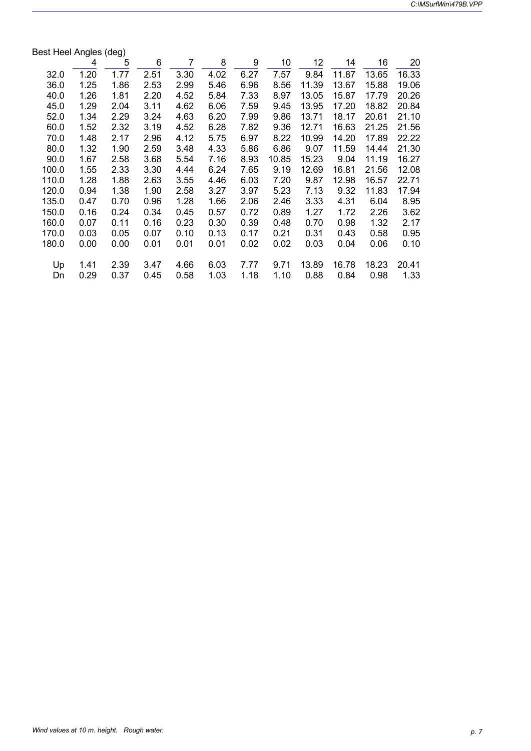Best Heel Angles (deg)

| | 4 | 5 | 6 | 7 | 8 | 9 | 10 | 12 | 14 | 16 | 20 |
|---|---|---|---|---|---|---|---|---|---|---|---|
| 32.0 | 1.20 | 1.77 | 2.51 | 3.30 | 4.02 | 6.27 | 7.57 | 9.84 | 11.87 | 13.65 | 16.33 |
| 36.0 | 1.25 | 1.86 | 2.53 | 2.99 | 5.46 | 6.96 | 8.56 | 11.39 | 13.67 | 15.88 | 19.06 |
| 40.0 | 1.26 | 1.81 | 2.20 | 4.52 | 5.84 | 7.33 | 8.97 | 13.05 | 15.87 | 17.79 | 20.26 |
| 45.0 | 1.29 | 2.04 | 3.11 | 4.62 | 6.06 | 7.59 | 9.45 | 13.95 | 17.20 | 18.82 | 20.84 |
| 52.0 | 1.34 | 2.29 | 3.24 | 4.63 | 6.20 | 7.99 | 9.86 | 13.71 | 18.17 | 20.61 | 21.10 |
| 60.0 | 1.52 | 2.32 | 3.19 | 4.52 | 6.28 | 7.82 | 9.36 | 12.71 | 16.63 | 21.25 | 21.56 |
| 70.0 | 1.48 | 2.17 | 2.96 | 4.12 | 5.75 | 6.97 | 8.22 | 10.99 | 14.20 | 17.89 | 22.22 |
| 80.0 | 1.32 | 1.90 | 2.59 | 3.48 | 4.33 | 5.86 | 6.86 | 9.07 | 11.59 | 14.44 | 21.30 |
| 90.0 | 1.67 | 2.58 | 3.68 | 5.54 | 7.16 | 8.93 | 10.85 | 15.23 | 9.04 | 11.19 | 16.27 |
| 100.0 | 1.55 | 2.33 | 3.30 | 4.44 | 6.24 | 7.65 | 9.19 | 12.69 | 16.81 | 21.56 | 12.08 |
| 110.0 | 1.28 | 1.88 | 2.63 | 3.55 | 4.46 | 6.03 | 7.20 | 9.87 | 12.98 | 16.57 | 22.71 |
| 120.0 | 0.94 | 1.38 | 1.90 | 2.58 | 3.27 | 3.97 | 5.23 | 7.13 | 9.32 | 11.83 | 17.94 |
| 135.0 | 0.47 | 0.70 | 0.96 | 1.28 | 1.66 | 2.06 | 2.46 | 3.33 | 4.31 | 6.04 | 8.95 |
| 150.0 | 0.16 | 0.24 | 0.34 | 0.45 | 0.57 | 0.72 | 0.89 | 1.27 | 1.72 | 2.26 | 3.62 |
| 160.0 | 0.07 | 0.11 | 0.16 | 0.23 | 0.30 | 0.39 | 0.48 | 0.70 | 0.98 | 1.32 | 2.17 |
| 170.0 | 0.03 | 0.05 | 0.07 | 0.10 | 0.13 | 0.17 | 0.21 | 0.31 | 0.43 | 0.58 | 0.95 |
| 180.0 | 0.00 | 0.00 | 0.01 | 0.01 | 0.01 | 0.02 | 0.02 | 0.03 | 0.04 | 0.06 | 0.10 |
| Up | 1.41 | 2.39 | 3.47 | 4.66 | 6.03 | 7.77 | 9.71 | 13.89 | 16.78 | 18.23 | 20.41 |
| Dn | 0.29 | 0.37 | 0.45 | 0.58 | 1.03 | 1.18 | 1.10 | 0.88 | 0.84 | 0.98 | 1.33 |

*Wind values at 10 m. height. Rough water.*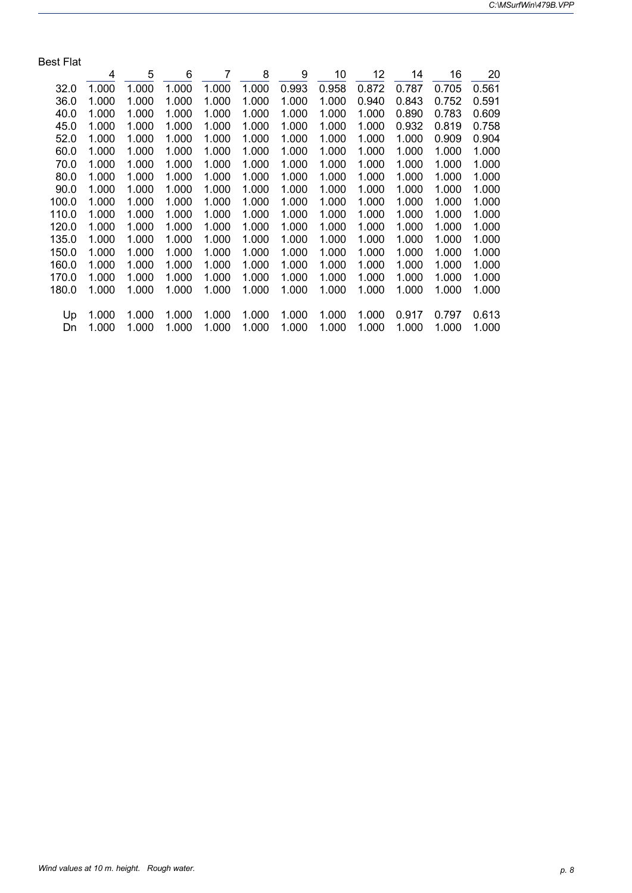Best Flat

| | 4 | 5 | 6 | 7 | 8 | 9 | 10 | 12 | 14 | 16 | 20 |
|---|---|---|---|---|---|---|---|---|---|---|---|
| 32.0 | 1.000 | 1.000 | 1.000 | 1.000 | 1.000 | 0.993 | 0.958 | 0.872 | 0.787 | 0.705 | 0.561 |
| 36.0 | 1.000 | 1.000 | 1.000 | 1.000 | 1.000 | 1.000 | 1.000 | 0.940 | 0.843 | 0.752 | 0.591 |
| 40.0 | 1.000 | 1.000 | 1.000 | 1.000 | 1.000 | 1.000 | 1.000 | 1.000 | 0.890 | 0.783 | 0.609 |
| 45.0 | 1.000 | 1.000 | 1.000 | 1.000 | 1.000 | 1.000 | 1.000 | 1.000 | 0.932 | 0.819 | 0.758 |
| 52.0 | 1.000 | 1.000 | 1.000 | 1.000 | 1.000 | 1.000 | 1.000 | 1.000 | 1.000 | 0.909 | 0.904 |
| 60.0 | 1.000 | 1.000 | 1.000 | 1.000 | 1.000 | 1.000 | 1.000 | 1.000 | 1.000 | 1.000 | 1.000 |
| 70.0 | 1.000 | 1.000 | 1.000 | 1.000 | 1.000 | 1.000 | 1.000 | 1.000 | 1.000 | 1.000 | 1.000 |
| 80.0 | 1.000 | 1.000 | 1.000 | 1.000 | 1.000 | 1.000 | 1.000 | 1.000 | 1.000 | 1.000 | 1.000 |
| 90.0 | 1.000 | 1.000 | 1.000 | 1.000 | 1.000 | 1.000 | 1.000 | 1.000 | 1.000 | 1.000 | 1.000 |
| 100.0 | 1.000 | 1.000 | 1.000 | 1.000 | 1.000 | 1.000 | 1.000 | 1.000 | 1.000 | 1.000 | 1.000 |
| 110.0 | 1.000 | 1.000 | 1.000 | 1.000 | 1.000 | 1.000 | 1.000 | 1.000 | 1.000 | 1.000 | 1.000 |
| 120.0 | 1.000 | 1.000 | 1.000 | 1.000 | 1.000 | 1.000 | 1.000 | 1.000 | 1.000 | 1.000 | 1.000 |
| 135.0 | 1.000 | 1.000 | 1.000 | 1.000 | 1.000 | 1.000 | 1.000 | 1.000 | 1.000 | 1.000 | 1.000 |
| 150.0 | 1.000 | 1.000 | 1.000 | 1.000 | 1.000 | 1.000 | 1.000 | 1.000 | 1.000 | 1.000 | 1.000 |
| 160.0 | 1.000 | 1.000 | 1.000 | 1.000 | 1.000 | 1.000 | 1.000 | 1.000 | 1.000 | 1.000 | 1.000 |
| 170.0 | 1.000 | 1.000 | 1.000 | 1.000 | 1.000 | 1.000 | 1.000 | 1.000 | 1.000 | 1.000 | 1.000 |
| 180.0 | 1.000 | 1.000 | 1.000 | 1.000 | 1.000 | 1.000 | 1.000 | 1.000 | 1.000 | 1.000 | 1.000 |
| | | | | | | | | | | | |
| Up | 1.000 | 1.000 | 1.000 | 1.000 | 1.000 | 1.000 | 1.000 | 1.000 | 0.917 | 0.797 | 0.613 |
| Dn | 1.000 | 1.000 | 1.000 | 1.000 | 1.000 | 1.000 | 1.000 | 1.000 | 1.000 | 1.000 | 1.000 |

*Wind values at 10 m. height. Rough water.*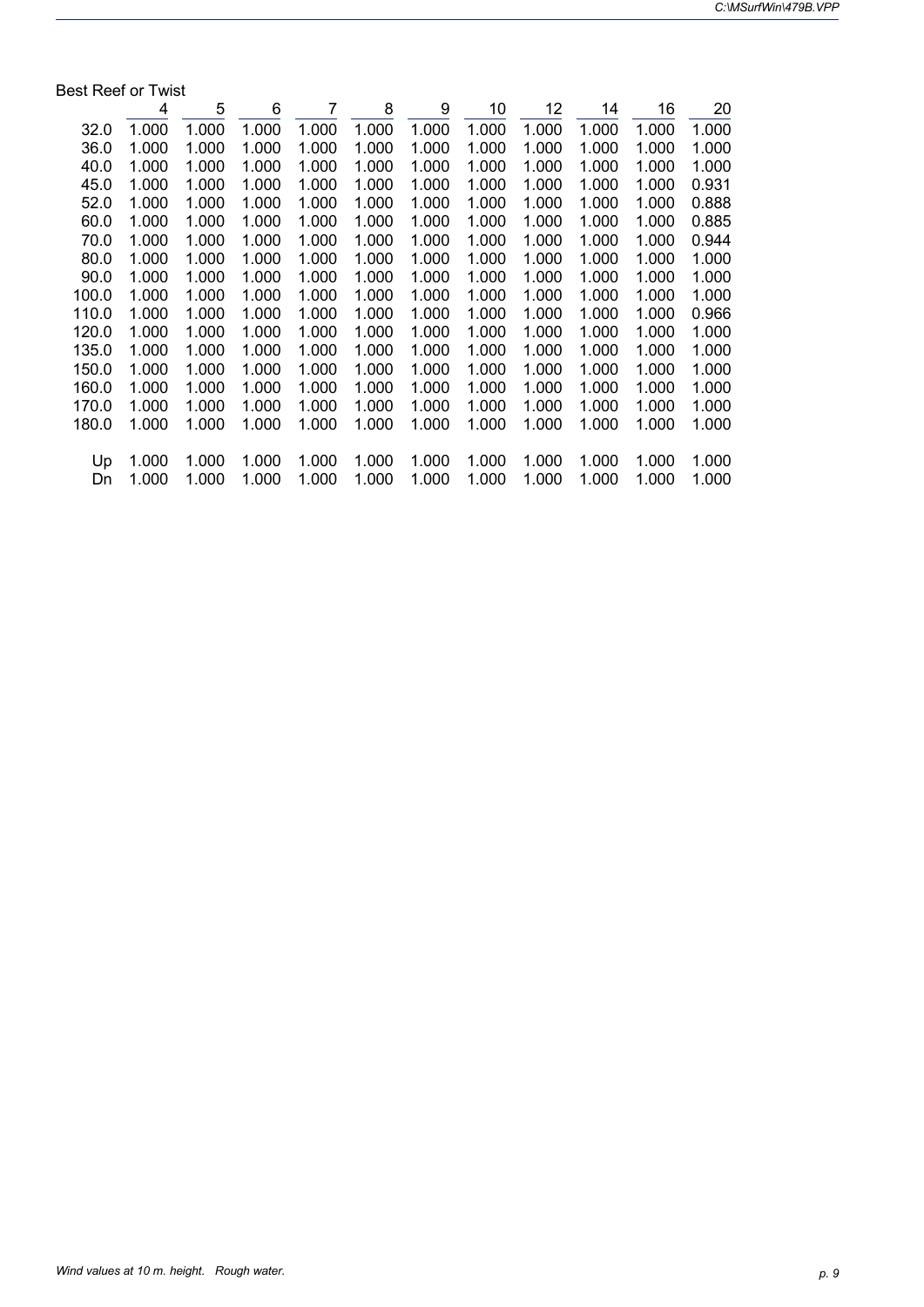Best Reef or Twist

| | 4 | 5 | 6 | 7 | 8 | 9 | 10 | 12 | 14 | 16 | 20 |
|---|---|---|---|---|---|---|---|---|---|---|---|
| 32.0 | 1.000 | 1.000 | 1.000 | 1.000 | 1.000 | 1.000 | 1.000 | 1.000 | 1.000 | 1.000 | 1.000 |
| 36.0 | 1.000 | 1.000 | 1.000 | 1.000 | 1.000 | 1.000 | 1.000 | 1.000 | 1.000 | 1.000 | 1.000 |
| 40.0 | 1.000 | 1.000 | 1.000 | 1.000 | 1.000 | 1.000 | 1.000 | 1.000 | 1.000 | 1.000 | 1.000 |
| 45.0 | 1.000 | 1.000 | 1.000 | 1.000 | 1.000 | 1.000 | 1.000 | 1.000 | 1.000 | 1.000 | 0.931 |
| 52.0 | 1.000 | 1.000 | 1.000 | 1.000 | 1.000 | 1.000 | 1.000 | 1.000 | 1.000 | 1.000 | 0.888 |
| 60.0 | 1.000 | 1.000 | 1.000 | 1.000 | 1.000 | 1.000 | 1.000 | 1.000 | 1.000 | 1.000 | 0.885 |
| 70.0 | 1.000 | 1.000 | 1.000 | 1.000 | 1.000 | 1.000 | 1.000 | 1.000 | 1.000 | 1.000 | 0.944 |
| 80.0 | 1.000 | 1.000 | 1.000 | 1.000 | 1.000 | 1.000 | 1.000 | 1.000 | 1.000 | 1.000 | 1.000 |
| 90.0 | 1.000 | 1.000 | 1.000 | 1.000 | 1.000 | 1.000 | 1.000 | 1.000 | 1.000 | 1.000 | 1.000 |
| 100.0 | 1.000 | 1.000 | 1.000 | 1.000 | 1.000 | 1.000 | 1.000 | 1.000 | 1.000 | 1.000 | 1.000 |
| 110.0 | 1.000 | 1.000 | 1.000 | 1.000 | 1.000 | 1.000 | 1.000 | 1.000 | 1.000 | 1.000 | 0.966 |
| 120.0 | 1.000 | 1.000 | 1.000 | 1.000 | 1.000 | 1.000 | 1.000 | 1.000 | 1.000 | 1.000 | 1.000 |
| 135.0 | 1.000 | 1.000 | 1.000 | 1.000 | 1.000 | 1.000 | 1.000 | 1.000 | 1.000 | 1.000 | 1.000 |
| 150.0 | 1.000 | 1.000 | 1.000 | 1.000 | 1.000 | 1.000 | 1.000 | 1.000 | 1.000 | 1.000 | 1.000 |
| 160.0 | 1.000 | 1.000 | 1.000 | 1.000 | 1.000 | 1.000 | 1.000 | 1.000 | 1.000 | 1.000 | 1.000 |
| 170.0 | 1.000 | 1.000 | 1.000 | 1.000 | 1.000 | 1.000 | 1.000 | 1.000 | 1.000 | 1.000 | 1.000 |
| 180.0 | 1.000 | 1.000 | 1.000 | 1.000 | 1.000 | 1.000 | 1.000 | 1.000 | 1.000 | 1.000 | 1.000 |
| | | | | | | | | | | | |
| Up | 1.000 | 1.000 | 1.000 | 1.000 | 1.000 | 1.000 | 1.000 | 1.000 | 1.000 | 1.000 | 1.000 |
| Dn | 1.000 | 1.000 | 1.000 | 1.000 | 1.000 | 1.000 | 1.000 | 1.000 | 1.000 | 1.000 | 1.000 |

*Wind values at 10 m. height. Rough water.*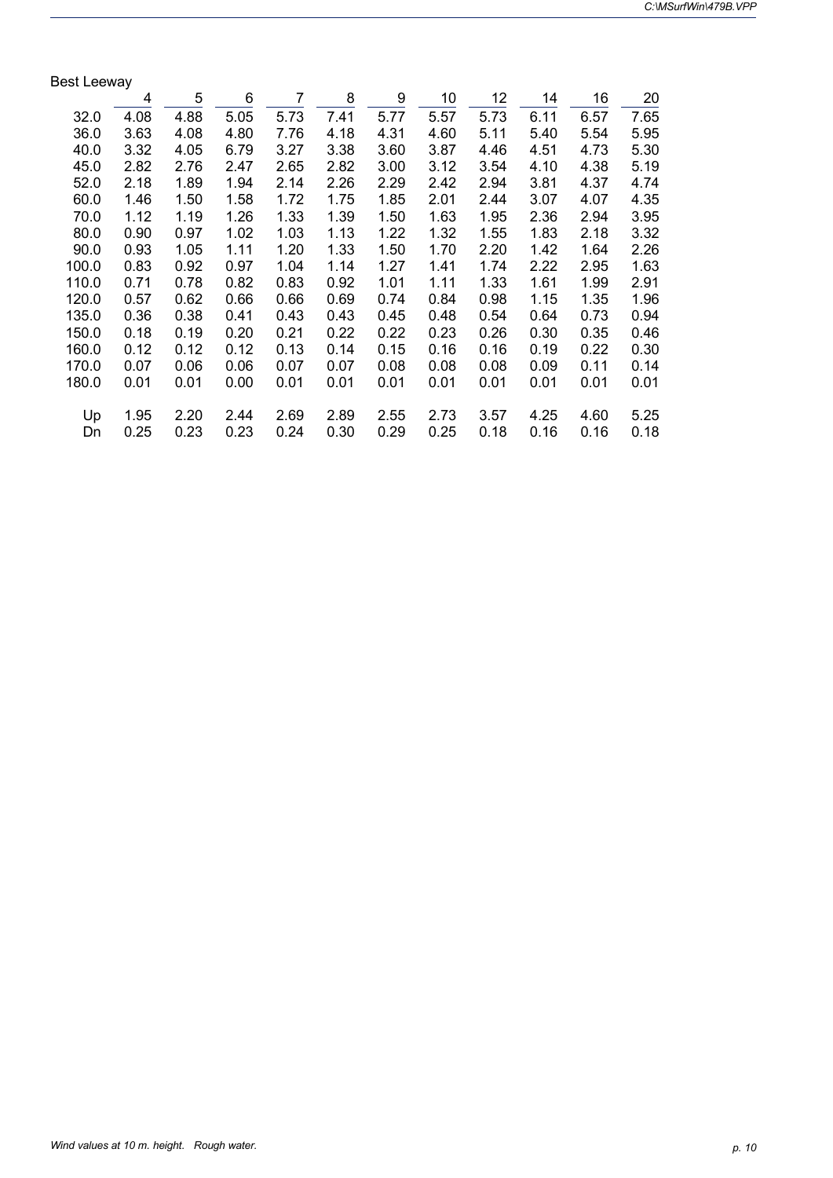Best Leeway

| | 4 | 5 | 6 | 7 | 8 | 9 | 10 | 12 | 14 | 16 | 20 |
|---|---|---|---|---|---|---|---|---|---|---|---|
| 32.0 | 4.08 | 4.88 | 5.05 | 5.73 | 7.41 | 5.77 | 5.57 | 5.73 | 6.11 | 6.57 | 7.65 |
| 36.0 | 3.63 | 4.08 | 4.80 | 7.76 | 4.18 | 4.31 | 4.60 | 5.11 | 5.40 | 5.54 | 5.95 |
| 40.0 | 3.32 | 4.05 | 6.79 | 3.27 | 3.38 | 3.60 | 3.87 | 4.46 | 4.51 | 4.73 | 5.30 |
| 45.0 | 2.82 | 2.76 | 2.47 | 2.65 | 2.82 | 3.00 | 3.12 | 3.54 | 4.10 | 4.38 | 5.19 |
| 52.0 | 2.18 | 1.89 | 1.94 | 2.14 | 2.26 | 2.29 | 2.42 | 2.94 | 3.81 | 4.37 | 4.74 |
| 60.0 | 1.46 | 1.50 | 1.58 | 1.72 | 1.75 | 1.85 | 2.01 | 2.44 | 3.07 | 4.07 | 4.35 |
| 70.0 | 1.12 | 1.19 | 1.26 | 1.33 | 1.39 | 1.50 | 1.63 | 1.95 | 2.36 | 2.94 | 3.95 |
| 80.0 | 0.90 | 0.97 | 1.02 | 1.03 | 1.13 | 1.22 | 1.32 | 1.55 | 1.83 | 2.18 | 3.32 |
| 90.0 | 0.93 | 1.05 | 1.11 | 1.20 | 1.33 | 1.50 | 1.70 | 2.20 | 1.42 | 1.64 | 2.26 |
| 100.0 | 0.83 | 0.92 | 0.97 | 1.04 | 1.14 | 1.27 | 1.41 | 1.74 | 2.22 | 2.95 | 1.63 |
| 110.0 | 0.71 | 0.78 | 0.82 | 0.83 | 0.92 | 1.01 | 1.11 | 1.33 | 1.61 | 1.99 | 2.91 |
| 120.0 | 0.57 | 0.62 | 0.66 | 0.66 | 0.69 | 0.74 | 0.84 | 0.98 | 1.15 | 1.35 | 1.96 |
| 135.0 | 0.36 | 0.38 | 0.41 | 0.43 | 0.43 | 0.45 | 0.48 | 0.54 | 0.64 | 0.73 | 0.94 |
| 150.0 | 0.18 | 0.19 | 0.20 | 0.21 | 0.22 | 0.22 | 0.23 | 0.26 | 0.30 | 0.35 | 0.46 |
| 160.0 | 0.12 | 0.12 | 0.12 | 0.13 | 0.14 | 0.15 | 0.16 | 0.16 | 0.19 | 0.22 | 0.30 |
| 170.0 | 0.07 | 0.06 | 0.06 | 0.07 | 0.07 | 0.08 | 0.08 | 0.08 | 0.09 | 0.11 | 0.14 |
| 180.0 | 0.01 | 0.01 | 0.00 | 0.01 | 0.01 | 0.01 | 0.01 | 0.01 | 0.01 | 0.01 | 0.01 |
| Up | 1.95 | 2.20 | 2.44 | 2.69 | 2.89 | 2.55 | 2.73 | 3.57 | 4.25 | 4.60 | 5.25 |
| Dn | 0.25 | 0.23 | 0.23 | 0.24 | 0.30 | 0.29 | 0.25 | 0.18 | 0.16 | 0.16 | 0.18 |

*Wind values at 10 m. height. Rough water.*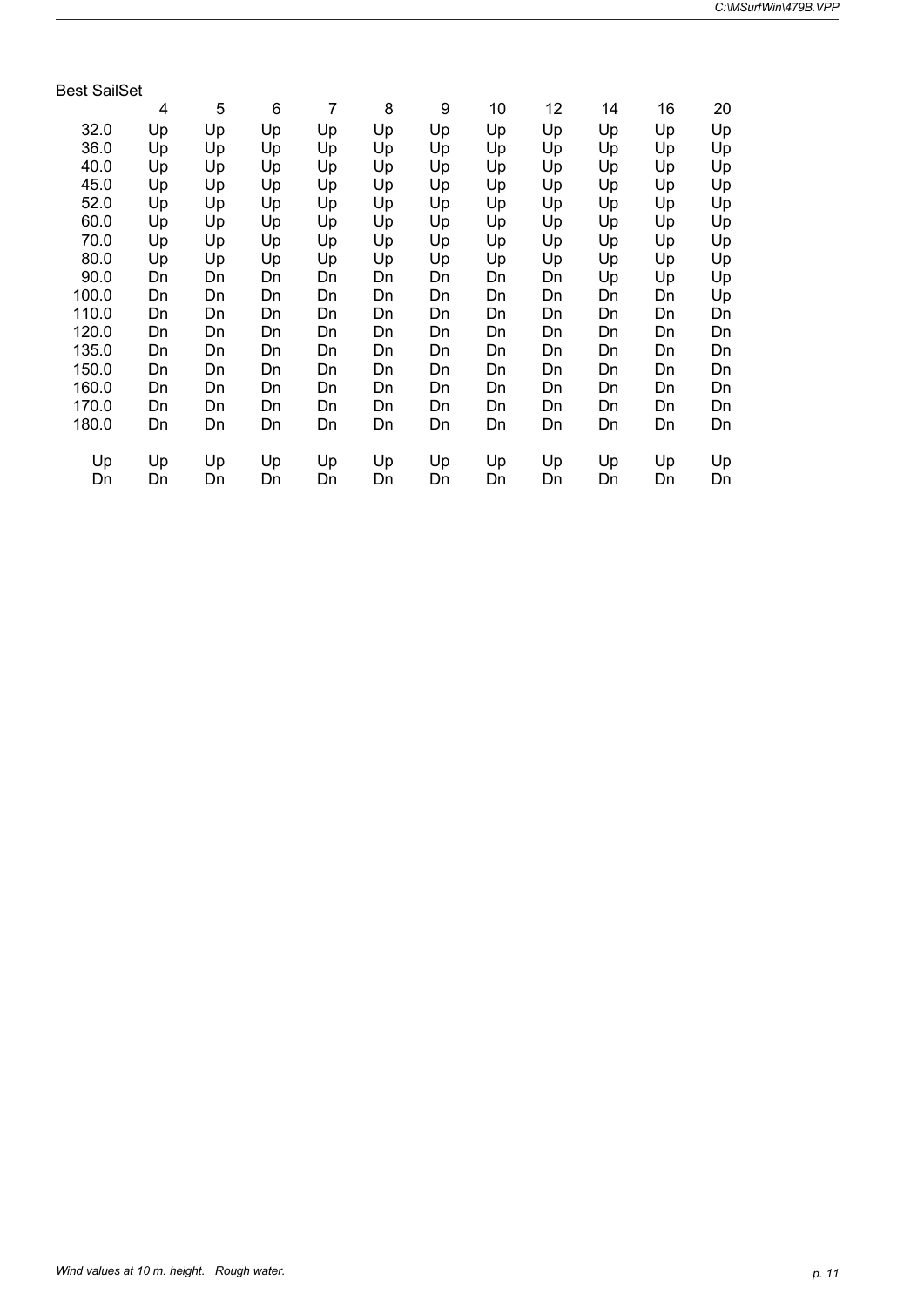Best SailSet

| | 4 | 5 | 6 | 7 | 8 | 9 | 10 | 12 | 14 | 16 | 20 |
|---|---|---|---|---|---|---|---|---|---|---|---|
| 32.0 | Up | Up | Up | Up | Up | Up | Up | Up | Up | Up | Up |
| 36.0 | Up | Up | Up | Up | Up | Up | Up | Up | Up | Up | Up |
| 40.0 | Up | Up | Up | Up | Up | Up | Up | Up | Up | Up | Up |
| 45.0 | Up | Up | Up | Up | Up | Up | Up | Up | Up | Up | Up |
| 52.0 | Up | Up | Up | Up | Up | Up | Up | Up | Up | Up | Up |
| 60.0 | Up | Up | Up | Up | Up | Up | Up | Up | Up | Up | Up |
| 70.0 | Up | Up | Up | Up | Up | Up | Up | Up | Up | Up | Up |
| 80.0 | Up | Up | Up | Up | Up | Up | Up | Up | Up | Up | Up |
| 90.0 | Dn | Dn | Dn | Dn | Dn | Dn | Dn | Dn | Up | Up | Up |
| 100.0 | Dn | Dn | Dn | Dn | Dn | Dn | Dn | Dn | Dn | Dn | Up |
| 110.0 | Dn | Dn | Dn | Dn | Dn | Dn | Dn | Dn | Dn | Dn | Dn |
| 120.0 | Dn | Dn | Dn | Dn | Dn | Dn | Dn | Dn | Dn | Dn | Dn |
| 135.0 | Dn | Dn | Dn | Dn | Dn | Dn | Dn | Dn | Dn | Dn | Dn |
| 150.0 | Dn | Dn | Dn | Dn | Dn | Dn | Dn | Dn | Dn | Dn | Dn |
| 160.0 | Dn | Dn | Dn | Dn | Dn | Dn | Dn | Dn | Dn | Dn | Dn |
| 170.0 | Dn | Dn | Dn | Dn | Dn | Dn | Dn | Dn | Dn | Dn | Dn |
| 180.0 | Dn | Dn | Dn | Dn | Dn | Dn | Dn | Dn | Dn | Dn | Dn |
| | | | | | | | | | | | |
| Up | Up | Up | Up | Up | Up | Up | Up | Up | Up | Up | Up |
| Dn | Dn | Dn | Dn | Dn | Dn | Dn | Dn | Dn | Dn | Dn | Dn |

*Wind values at 10 m. height. Rough water.*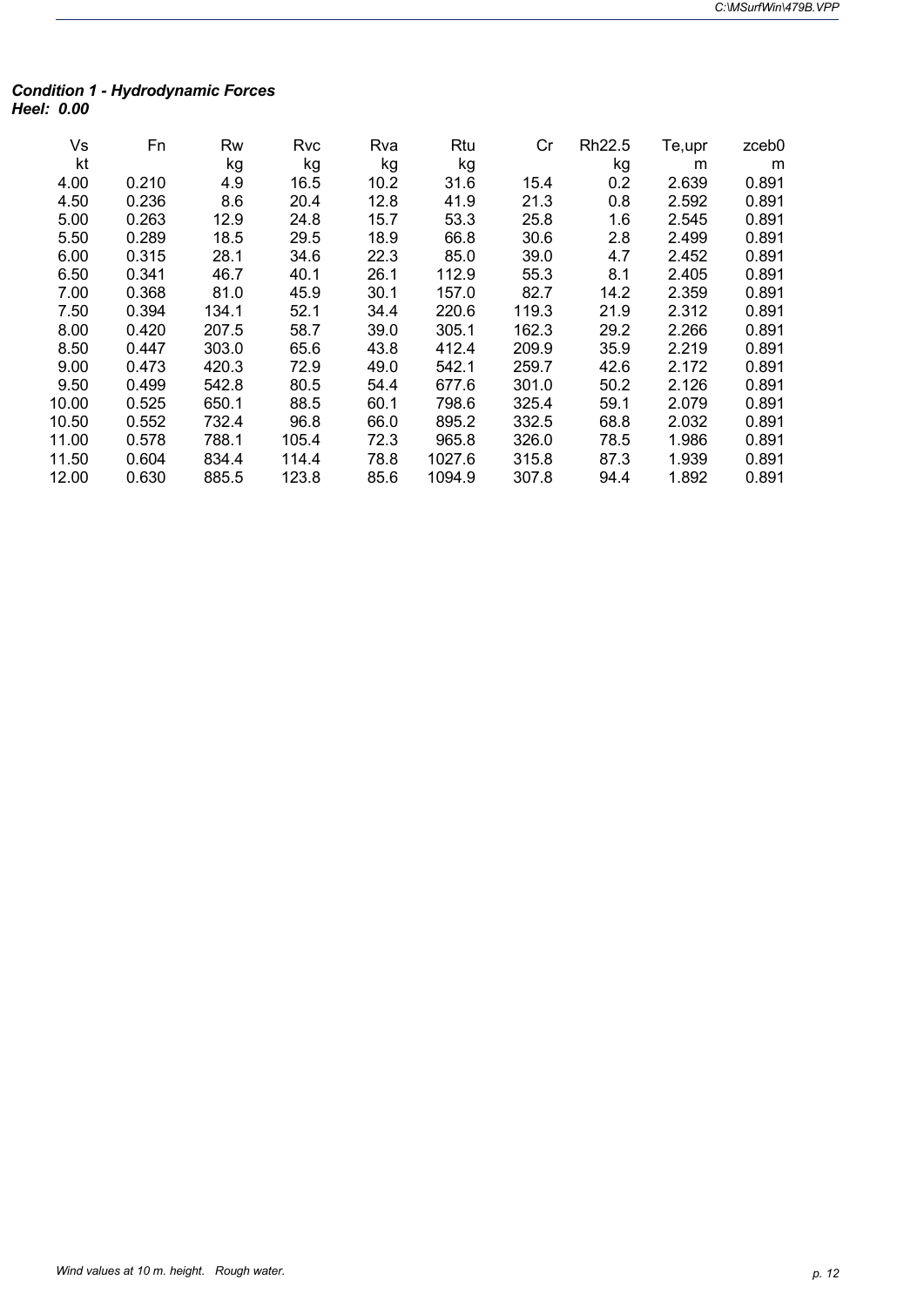***Condition 1 - Hydrodynamic Forces***
***Heel: 0.00***

| Vs | Fn | Rw | Rvc | Rva | Rtu | Cr | Rh22.5 | Te,upr | zceb0 |
|---|---|---|---|---|---|---|---|---|---|
| kt | | kg | kg | kg | kg | | kg | m | m |
| 4.00 | 0.210 | 4.9 | 16.5 | 10.2 | 31.6 | 15.4 | 0.2 | 2.639 | 0.891 |
| 4.50 | 0.236 | 8.6 | 20.4 | 12.8 | 41.9 | 21.3 | 0.8 | 2.592 | 0.891 |
| 5.00 | 0.263 | 12.9 | 24.8 | 15.7 | 53.3 | 25.8 | 1.6 | 2.545 | 0.891 |
| 5.50 | 0.289 | 18.5 | 29.5 | 18.9 | 66.8 | 30.6 | 2.8 | 2.499 | 0.891 |
| 6.00 | 0.315 | 28.1 | 34.6 | 22.3 | 85.0 | 39.0 | 4.7 | 2.452 | 0.891 |
| 6.50 | 0.341 | 46.7 | 40.1 | 26.1 | 112.9 | 55.3 | 8.1 | 2.405 | 0.891 |
| 7.00 | 0.368 | 81.0 | 45.9 | 30.1 | 157.0 | 82.7 | 14.2 | 2.359 | 0.891 |
| 7.50 | 0.394 | 134.1 | 52.1 | 34.4 | 220.6 | 119.3 | 21.9 | 2.312 | 0.891 |
| 8.00 | 0.420 | 207.5 | 58.7 | 39.0 | 305.1 | 162.3 | 29.2 | 2.266 | 0.891 |
| 8.50 | 0.447 | 303.0 | 65.6 | 43.8 | 412.4 | 209.9 | 35.9 | 2.219 | 0.891 |
| 9.00 | 0.473 | 420.3 | 72.9 | 49.0 | 542.1 | 259.7 | 42.6 | 2.172 | 0.891 |
| 9.50 | 0.499 | 542.8 | 80.5 | 54.4 | 677.6 | 301.0 | 50.2 | 2.126 | 0.891 |
| 10.00 | 0.525 | 650.1 | 88.5 | 60.1 | 798.6 | 325.4 | 59.1 | 2.079 | 0.891 |
| 10.50 | 0.552 | 732.4 | 96.8 | 66.0 | 895.2 | 332.5 | 68.8 | 2.032 | 0.891 |
| 11.00 | 0.578 | 788.1 | 105.4 | 72.3 | 965.8 | 326.0 | 78.5 | 1.986 | 0.891 |
| 11.50 | 0.604 | 834.4 | 114.4 | 78.8 | 1027.6 | 315.8 | 87.3 | 1.939 | 0.891 |
| 12.00 | 0.630 | 885.5 | 123.8 | 85.6 | 1094.9 | 307.8 | 94.4 | 1.892 | 0.891 |